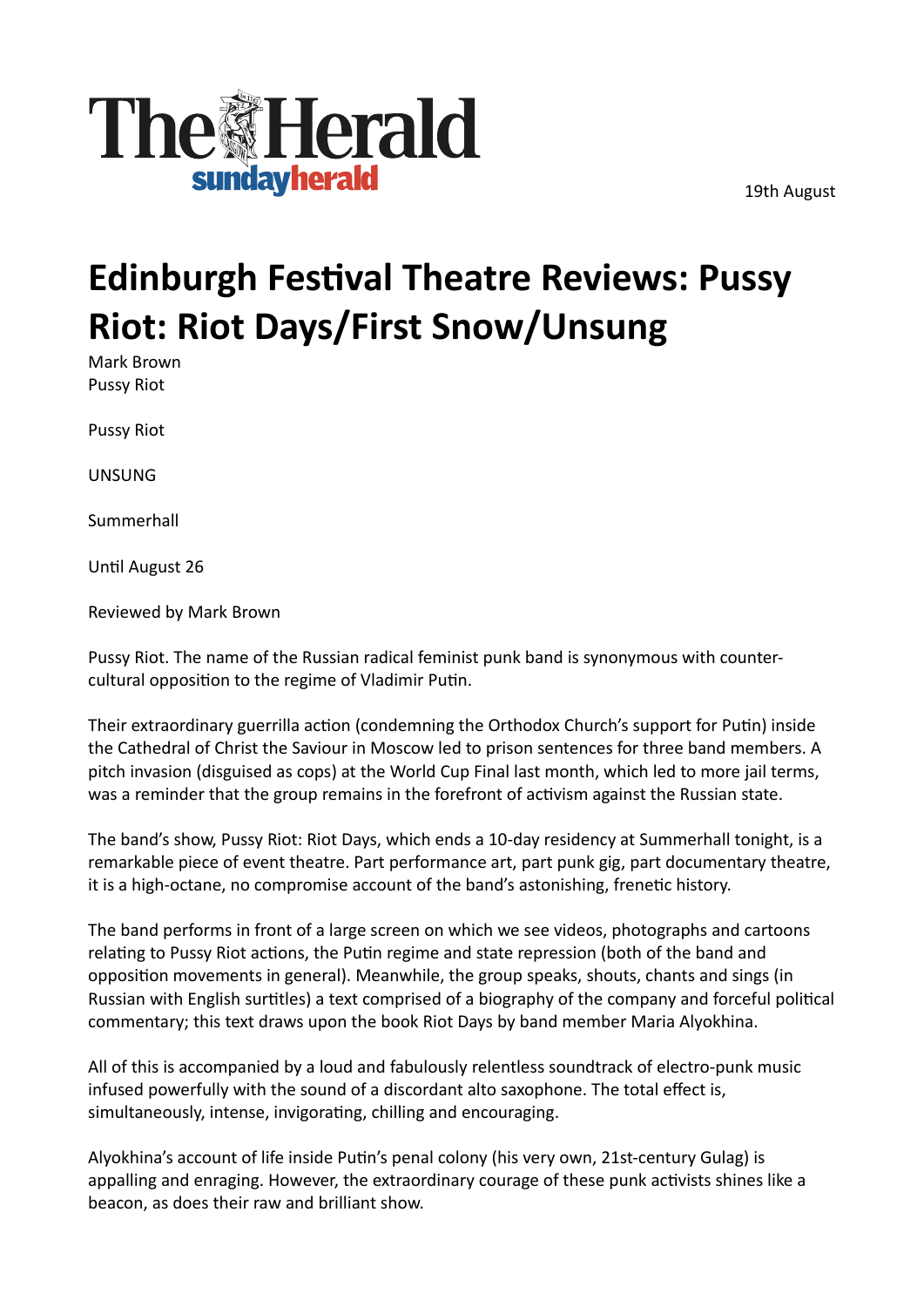The Herald
sundayherald

19th August

# Edinburgh Festival Theatre Reviews: Pussy Riot: Riot Days/First Snow/Unsung

Mark Brown
Pussy Riot

Pussy Riot

UNSUNG

Summerhall

Until August 26

Reviewed by Mark Brown

Pussy Riot. The name of the Russian radical feminist punk band is synonymous with counter-cultural opposition to the regime of Vladimir Putin.

Their extraordinary guerrilla action (condemning the Orthodox Church's support for Putin) inside the Cathedral of Christ the Saviour in Moscow led to prison sentences for three band members. A pitch invasion (disguised as cops) at the World Cup Final last month, which led to more jail terms, was a reminder that the group remains in the forefront of activism against the Russian state.

The band's show, Pussy Riot: Riot Days, which ends a 10-day residency at Summerhall tonight, is a remarkable piece of event theatre. Part performance art, part punk gig, part documentary theatre, it is a high-octane, no compromise account of the band's astonishing, frenetic history.

The band performs in front of a large screen on which we see videos, photographs and cartoons relating to Pussy Riot actions, the Putin regime and state repression (both of the band and opposition movements in general). Meanwhile, the group speaks, shouts, chants and sings (in Russian with English surtitles) a text comprised of a biography of the company and forceful political commentary; this text draws upon the book Riot Days by band member Maria Alyokhina.

All of this is accompanied by a loud and fabulously relentless soundtrack of electro-punk music infused powerfully with the sound of a discordant alto saxophone. The total effect is, simultaneously, intense, invigorating, chilling and encouraging.

Alyokhina's account of life inside Putin's penal colony (his very own, 21st-century Gulag) is appalling and enraging. However, the extraordinary courage of these punk activists shines like a beacon, as does their raw and brilliant show.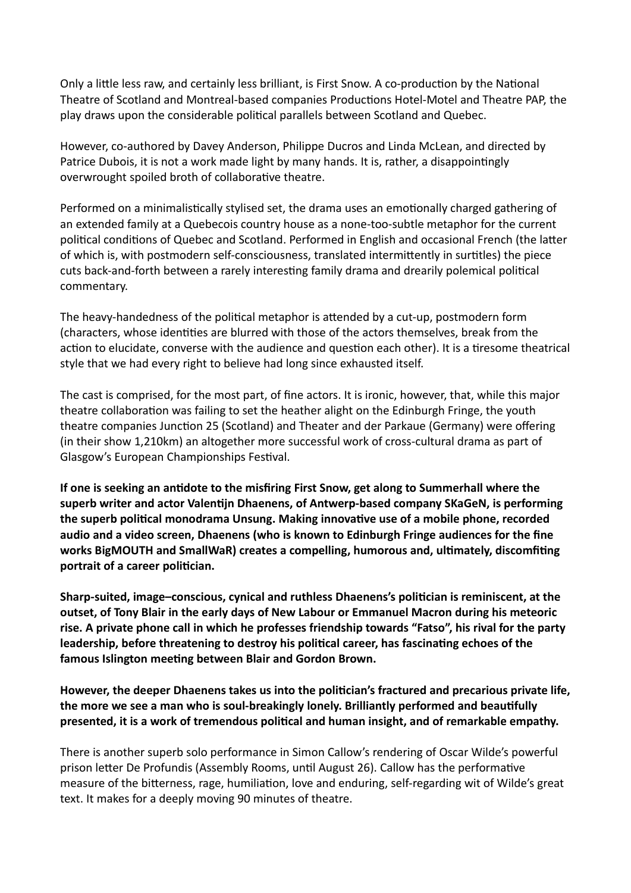Only a little less raw, and certainly less brilliant, is First Snow. A co-production by the National Theatre of Scotland and Montreal-based companies Productions Hotel-Motel and Theatre PAP, the play draws upon the considerable political parallels between Scotland and Quebec.

However, co-authored by Davey Anderson, Philippe Ducros and Linda McLean, and directed by Patrice Dubois, it is not a work made light by many hands. It is, rather, a disappointingly overwrought spoiled broth of collaborative theatre.

Performed on a minimalistically stylised set, the drama uses an emotionally charged gathering of an extended family at a Quebecois country house as a none-too-subtle metaphor for the current political conditions of Quebec and Scotland. Performed in English and occasional French (the latter of which is, with postmodern self-consciousness, translated intermittently in surtitles) the piece cuts back-and-forth between a rarely interesting family drama and drearily polemical political commentary.

The heavy-handedness of the political metaphor is attended by a cut-up, postmodern form (characters, whose identities are blurred with those of the actors themselves, break from the action to elucidate, converse with the audience and question each other). It is a tiresome theatrical style that we had every right to believe had long since exhausted itself.

The cast is comprised, for the most part, of fine actors. It is ironic, however, that, while this major theatre collaboration was failing to set the heather alight on the Edinburgh Fringe, the youth theatre companies Junction 25 (Scotland) and Theater and der Parkaue (Germany) were offering (in their show 1,210km) an altogether more successful work of cross-cultural drama as part of Glasgow's European Championships Festival.

**If one is seeking an antidote to the misfiring First Snow, get along to Summerhall where the superb writer and actor Valentijn Dhaenens, of Antwerp-based company SKaGeN, is performing the superb political monodrama Unsung. Making innovative use of a mobile phone, recorded audio and a video screen, Dhaenens (who is known to Edinburgh Fringe audiences for the fine works BigMOUTH and SmallWaR) creates a compelling, humorous and, ultimately, discomfiting portrait of a career politician.**

**Sharp-suited, image–conscious, cynical and ruthless Dhaenens's politician is reminiscent, at the outset, of Tony Blair in the early days of New Labour or Emmanuel Macron during his meteoric rise. A private phone call in which he professes friendship towards "Fatso", his rival for the party leadership, before threatening to destroy his political career, has fascinating echoes of the famous Islington meeting between Blair and Gordon Brown.**

**However, the deeper Dhaenens takes us into the politician's fractured and precarious private life, the more we see a man who is soul-breakingly lonely. Brilliantly performed and beautifully presented, it is a work of tremendous political and human insight, and of remarkable empathy.**

There is another superb solo performance in Simon Callow's rendering of Oscar Wilde's powerful prison letter De Profundis (Assembly Rooms, until August 26). Callow has the performative measure of the bitterness, rage, humiliation, love and enduring, self-regarding wit of Wilde's great text. It makes for a deeply moving 90 minutes of theatre.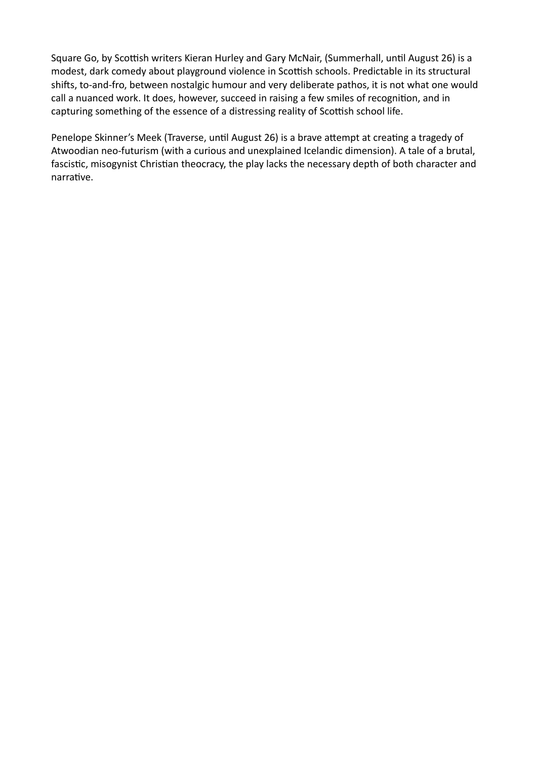Square Go, by Scottish writers Kieran Hurley and Gary McNair, (Summerhall, until August 26) is a modest, dark comedy about playground violence in Scottish schools. Predictable in its structural shifts, to-and-fro, between nostalgic humour and very deliberate pathos, it is not what one would call a nuanced work. It does, however, succeed in raising a few smiles of recognition, and in capturing something of the essence of a distressing reality of Scottish school life.

Penelope Skinner's Meek (Traverse, until August 26) is a brave attempt at creating a tragedy of Atwoodian neo-futurism (with a curious and unexplained Icelandic dimension). A tale of a brutal, fascistic, misogynist Christian theocracy, the play lacks the necessary depth of both character and narrative.